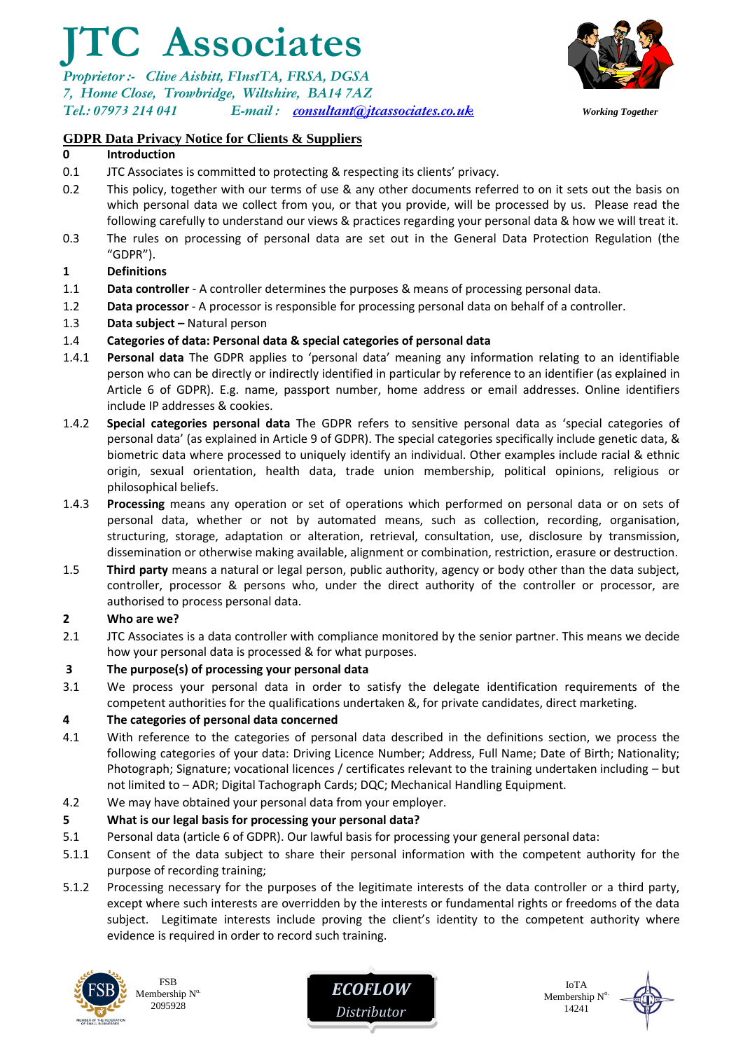# JTC Associates

*Proprietor :- Clive Aisbitt, FInstTA, FRSA, DGSA*
*7, Home Close, Trowbridge, Wiltshire, BA14 7AZ*
*Tel.: 07973 214 041 E-mail : consultant@jtcassociates.co.uk*

**Working Together**

## GDPR Data Privacy Notice for Clients & Suppliers

**0 Introduction**

0.1 JTC Associates is committed to protecting & respecting its clients' privacy.

0.2 This policy, together with our terms of use & any other documents referred to on it sets out the basis on which personal data we collect from you, or that you provide, will be processed by us. Please read the following carefully to understand our views & practices regarding your personal data & how we will treat it.

0.3 The rules on processing of personal data are set out in the General Data Protection Regulation (the "GDPR").

**1 Definitions**

1.1 **Data controller** - A controller determines the purposes & means of processing personal data.

1.2 **Data processor** - A processor is responsible for processing personal data on behalf of a controller.

1.3 **Data subject –** Natural person

1.4 **Categories of data: Personal data & special categories of personal data**

1.4.1 **Personal data** The GDPR applies to 'personal data' meaning any information relating to an identifiable person who can be directly or indirectly identified in particular by reference to an identifier (as explained in Article 6 of GDPR). E.g. name, passport number, home address or email addresses. Online identifiers include IP addresses & cookies.

1.4.2 **Special categories personal data** The GDPR refers to sensitive personal data as 'special categories of personal data' (as explained in Article 9 of GDPR). The special categories specifically include genetic data, & biometric data where processed to uniquely identify an individual. Other examples include racial & ethnic origin, sexual orientation, health data, trade union membership, political opinions, religious or philosophical beliefs.

1.4.3 **Processing** means any operation or set of operations which performed on personal data or on sets of personal data, whether or not by automated means, such as collection, recording, organisation, structuring, storage, adaptation or alteration, retrieval, consultation, use, disclosure by transmission, dissemination or otherwise making available, alignment or combination, restriction, erasure or destruction.

1.5 **Third party** means a natural or legal person, public authority, agency or body other than the data subject, controller, processor & persons who, under the direct authority of the controller or processor, are authorised to process personal data.

**2 Who are we?**

2.1 JTC Associates is a data controller with compliance monitored by the senior partner. This means we decide how your personal data is processed & for what purposes.

**3 The purpose(s) of processing your personal data**

3.1 We process your personal data in order to satisfy the delegate identification requirements of the competent authorities for the qualifications undertaken &, for private candidates, direct marketing.

**4 The categories of personal data concerned**

4.1 With reference to the categories of personal data described in the definitions section, we process the following categories of your data: Driving Licence Number; Address, Full Name; Date of Birth; Nationality; Photograph; Signature; vocational licences / certificates relevant to the training undertaken including – but not limited to – ADR; Digital Tachograph Cards; DQC; Mechanical Handling Equipment.

4.2 We may have obtained your personal data from your employer.

**5 What is our legal basis for processing your personal data?**

5.1 Personal data (article 6 of GDPR). Our lawful basis for processing your general personal data:

5.1.1 Consent of the data subject to share their personal information with the competent authority for the purpose of recording training;

5.1.2 Processing necessary for the purposes of the legitimate interests of the data controller or a third party, except where such interests are overridden by the interests or fundamental rights or freedoms of the data subject. Legitimate interests include proving the client's identity to the competent authority where evidence is required in order to record such training.

FSB Membership N° 2095928

ECOFLOW Distributor

IoTA Membership N° 14241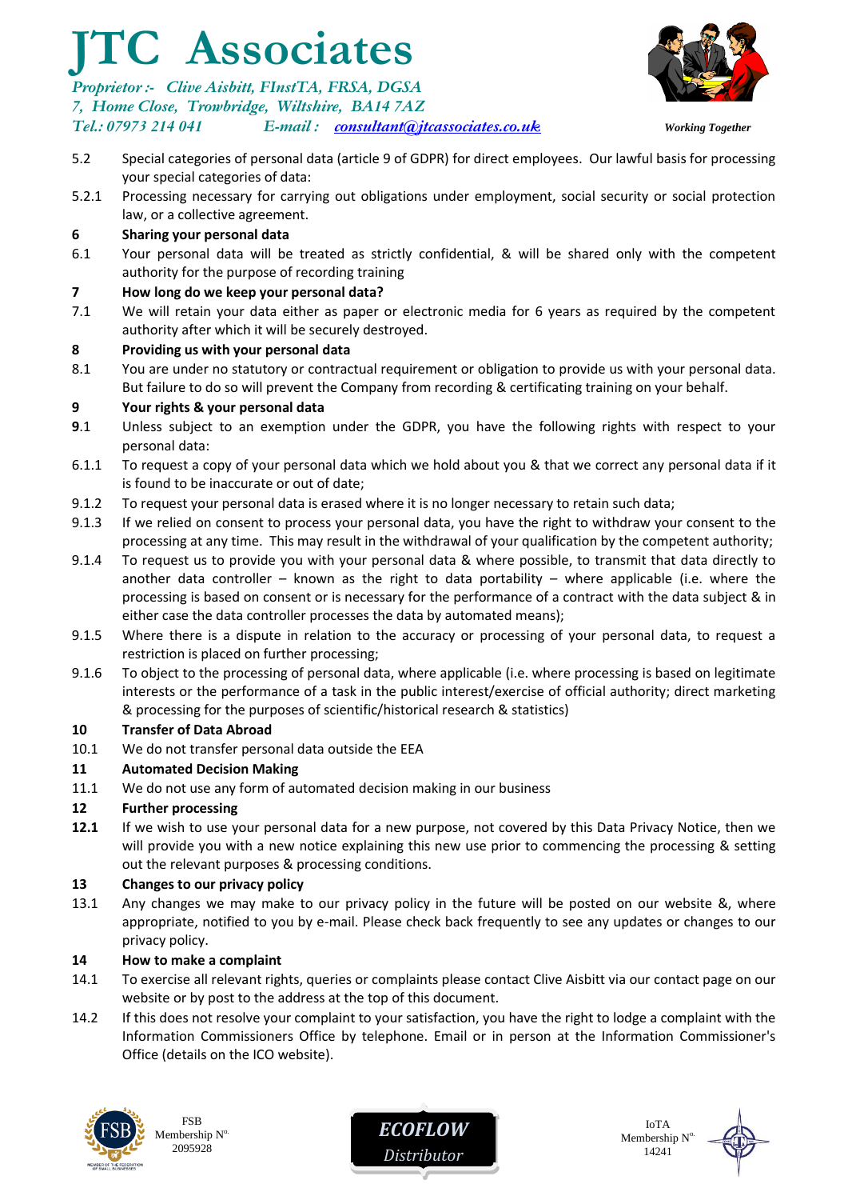5.2 Special categories of personal data (article 9 of GDPR) for direct employees. Our lawful basis for processing your special categories of data:

5.2.1 Processing necessary for carrying out obligations under employment, social security or social protection law, or a collective agreement.

**6 Sharing your personal data**

6.1 Your personal data will be treated as strictly confidential, & will be shared only with the competent authority for the purpose of recording training

**7 How long do we keep your personal data?**

7.1 We will retain your data either as paper or electronic media for 6 years as required by the competent authority after which it will be securely destroyed.

**8 Providing us with your personal data**

8.1 You are under no statutory or contractual requirement or obligation to provide us with your personal data. But failure to do so will prevent the Company from recording & certificating training on your behalf.

**9 Your rights & your personal data**

**9**.1 Unless subject to an exemption under the GDPR, you have the following rights with respect to your personal data:

6.1.1 To request a copy of your personal data which we hold about you & that we correct any personal data if it is found to be inaccurate or out of date;

9.1.2 To request your personal data is erased where it is no longer necessary to retain such data;

9.1.3 If we relied on consent to process your personal data, you have the right to withdraw your consent to the processing at any time. This may result in the withdrawal of your qualification by the competent authority;

9.1.4 To request us to provide you with your personal data & where possible, to transmit that data directly to another data controller – known as the right to data portability – where applicable (i.e. where the processing is based on consent or is necessary for the performance of a contract with the data subject & in either case the data controller processes the data by automated means);

9.1.5 Where there is a dispute in relation to the accuracy or processing of your personal data, to request a restriction is placed on further processing;

9.1.6 To object to the processing of personal data, where applicable (i.e. where processing is based on legitimate interests or the performance of a task in the public interest/exercise of official authority; direct marketing & processing for the purposes of scientific/historical research & statistics)

**10 Transfer of Data Abroad**

10.1 We do not transfer personal data outside the EEA

**11 Automated Decision Making**

11.1 We do not use any form of automated decision making in our business

**12 Further processing**

**12.1** If we wish to use your personal data for a new purpose, not covered by this Data Privacy Notice, then we will provide you with a new notice explaining this new use prior to commencing the processing & setting out the relevant purposes & processing conditions.

**13 Changes to our privacy policy**

13.1 Any changes we may make to our privacy policy in the future will be posted on our website &, where appropriate, notified to you by e-mail. Please check back frequently to see any updates or changes to our privacy policy.

**14 How to make a complaint**

14.1 To exercise all relevant rights, queries or complaints please contact Clive Aisbitt via our contact page on our website or by post to the address at the top of this document.

14.2 If this does not resolve your complaint to your satisfaction, you have the right to lodge a complaint with the Information Commissioners Office by telephone. Email or in person at the Information Commissioner's Office (details on the ICO website).